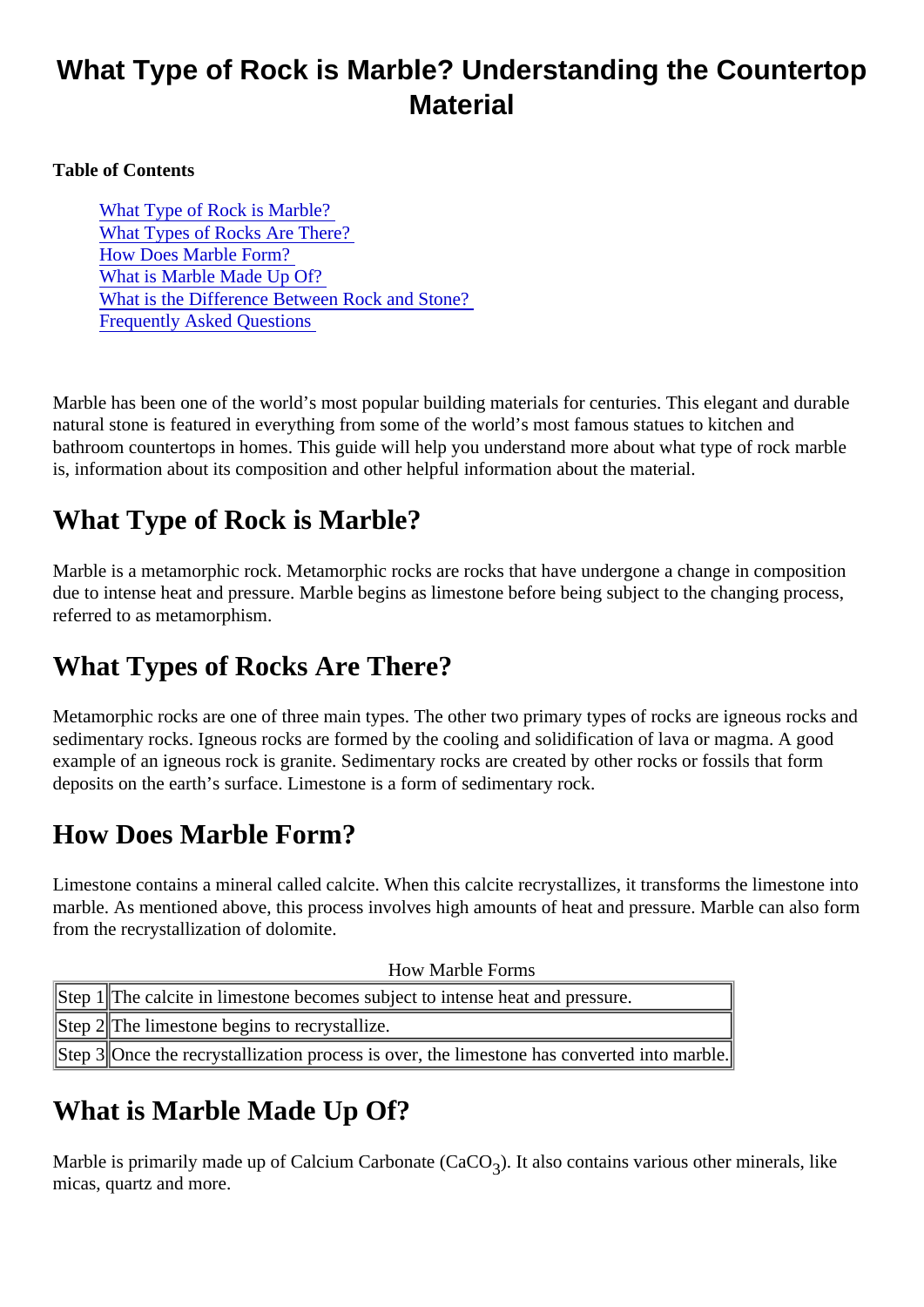# What Type of Rock is Marble? Understanding the Countertop Material

**Table of Contents**

- What Type of Rock is Marble?
- What Types of Rocks Are There?
- How Does Marble Form?
- What is Marble Made Up Of?
- What is the Difference Between Rock and Stone?
- Frequently Asked Questions

Marble has been one of the world's most popular building materials for centuries. This elegant and durable natural stone is featured in everything from some of the world's most famous statues to kitchen and bathroom countertops in homes. This guide will help you understand more about what type of rock marble is, information about its composition and other helpful information about the material.

## What Type of Rock is Marble?

Marble is a metamorphic rock. Metamorphic rocks are rocks that have undergone a change in composition due to intense heat and pressure. Marble begins as limestone before being subject to the changing process, referred to as metamorphism.

## What Types of Rocks Are There?

Metamorphic rocks are one of three main types. The other two primary types of rocks are igneous rocks and sedimentary rocks. Igneous rocks are formed by the cooling and solidification of lava or magma. A good example of an igneous rock is granite. Sedimentary rocks are created by other rocks or fossils that form deposits on the earth's surface. Limestone is a form of sedimentary rock.

## How Does Marble Form?

Limestone contains a mineral called calcite. When this calcite recrystallizes, it transforms the limestone into marble. As mentioned above, this process involves high amounts of heat and pressure. Marble can also form from the recrystallization of dolomite.

How Marble Forms

| | |
|---|---|
| Step 1 | The calcite in limestone becomes subject to intense heat and pressure. |
| Step 2 | The limestone begins to recrystallize. |
| Step 3 | Once the recrystallization process is over, the limestone has converted into marble. |

## What is Marble Made Up Of?

Marble is primarily made up of Calcium Carbonate ($CaCO_3$). It also contains various other minerals, like micas, quartz and more.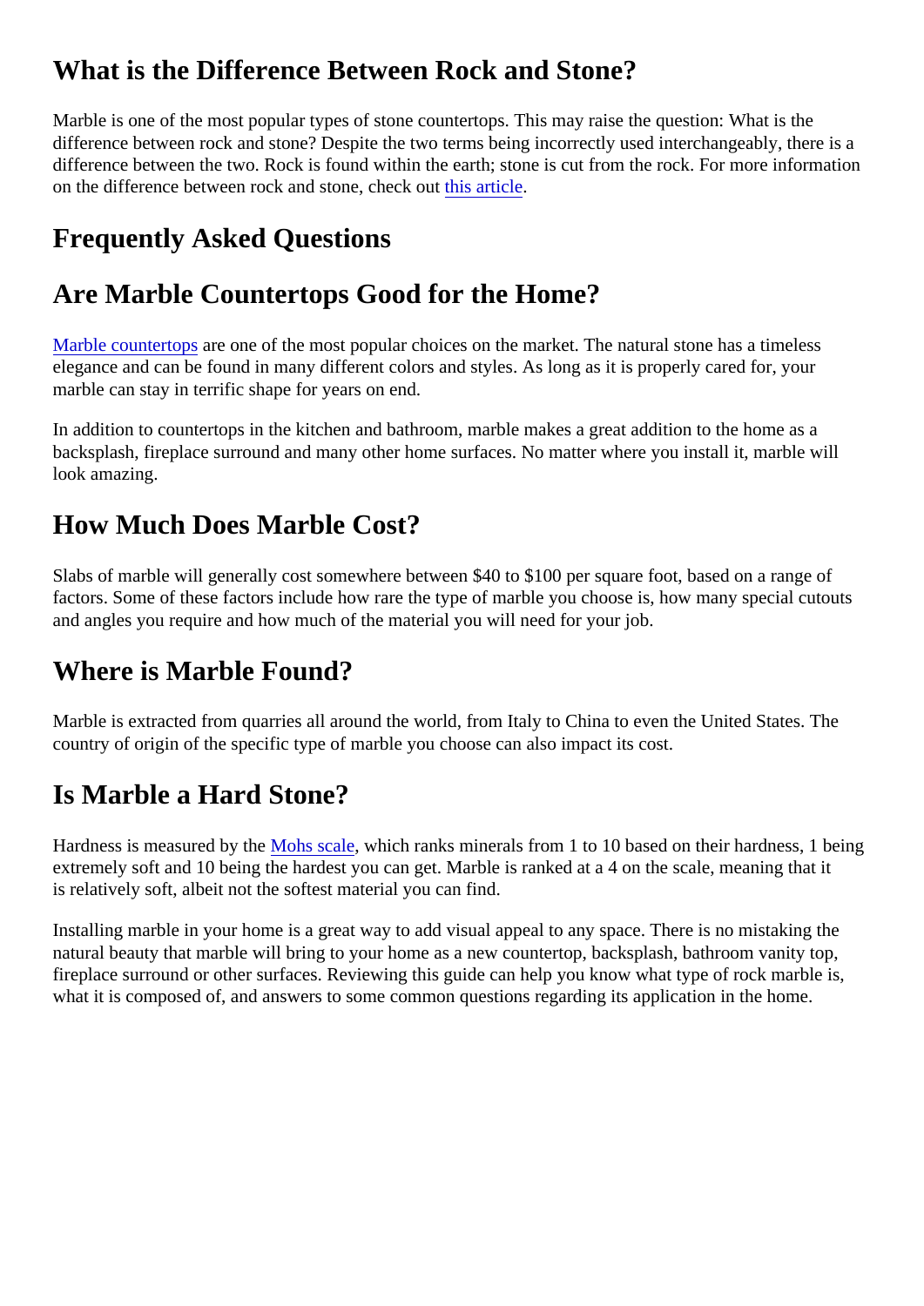## What is the Difference Between Rock and Stone?

Marble is one of the most popular types of stone countertops. This may raise the question: What is the difference between rock and stone? Despite the two terms being incorrectly used interchangeably, there is a difference between the two. Rock is found within the earth; stone is cut from the rock. For more information on the difference between rock and stone, check out this article.

## Frequently Asked Questions

## Are Marble Countertops Good for the Home?

Marble countertops are one of the most popular choices on the market. The natural stone has a timeless elegance and can be found in many different colors and styles. As long as it is properly cared for, your marble can stay in terrific shape for years on end.

In addition to countertops in the kitchen and bathroom, marble makes a great addition to the home as a backsplash, fireplace surround and many other home surfaces. No matter where you install it, marble will look amazing.

## How Much Does Marble Cost?

Slabs of marble will generally cost somewhere between $40 to $100 per square foot, based on a range of factors. Some of these factors include how rare the type of marble you choose is, how many special cutouts and angles you require and how much of the material you will need for your job.

## Where is Marble Found?

Marble is extracted from quarries all around the world, from Italy to China to even the United States. The country of origin of the specific type of marble you choose can also impact its cost.

## Is Marble a Hard Stone?

Hardness is measured by the Mohs scale, which ranks minerals from 1 to 10 based on their hardness, 1 being extremely soft and 10 being the hardest you can get. Marble is ranked at a 4 on the scale, meaning that it is relatively soft, albeit not the softest material you can find.

Installing marble in your home is a great way to add visual appeal to any space. There is no mistaking the natural beauty that marble will bring to your home as a new countertop, backsplash, bathroom vanity top, fireplace surround or other surfaces. Reviewing this guide can help you know what type of rock marble is, what it is composed of, and answers to some common questions regarding its application in the home.